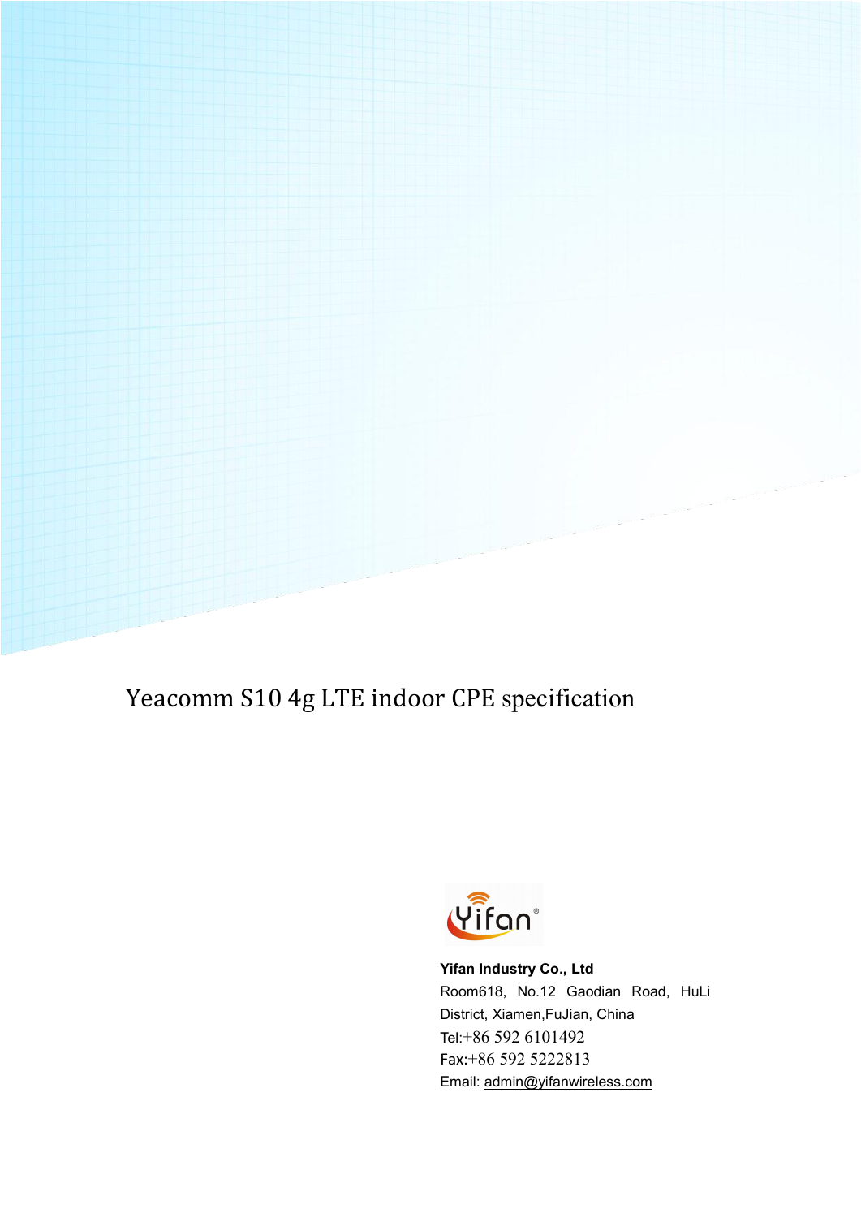# Yeacomm S10 4g LTE indoor CPE specification

**Yifan Industry Co., Ltd**

Room618, No.12 Gaodian Road, HuLi District, Xiamen,FuJian, China

Tel:+86 592 6101492

Fax:+86 592 5222813

Email: admin@yifanwireless.com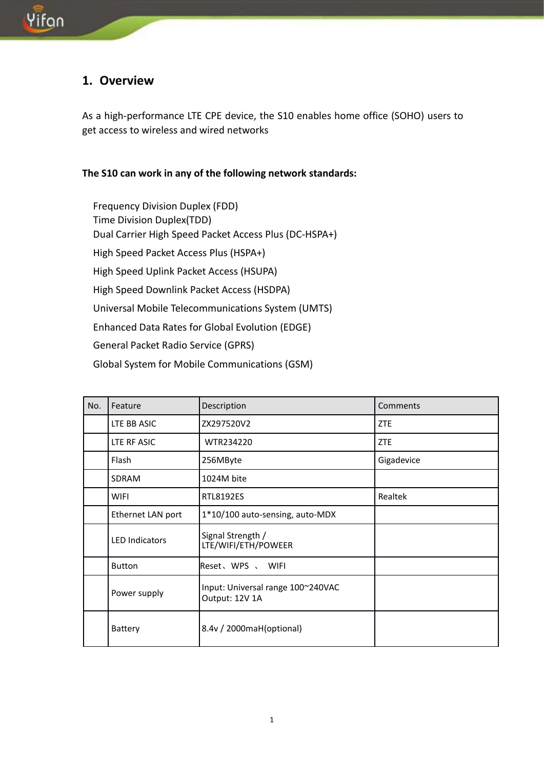# 1. Overview

As a high-performance LTE CPE device, the S10 enables home office (SOHO) users to get access to wireless and wired networks

**The S10 can work in any of the following network standards:**

Frequency Division Duplex (FDD)
Time Division Duplex(TDD)
Dual Carrier High Speed Packet Access Plus (DC-HSPA+)
High Speed Packet Access Plus (HSPA+)
High Speed Uplink Packet Access (HSUPA)
High Speed Downlink Packet Access (HSDPA)
Universal Mobile Telecommunications System (UMTS)
Enhanced Data Rates for Global Evolution (EDGE)
General Packet Radio Service (GPRS)
Global System for Mobile Communications (GSM)

| No. | Feature | Description | Comments |
|---|---|---|---|
| | LTE BB ASIC | ZX297520V2 | ZTE |
| | LTE RF ASIC | WTR234220 | ZTE |
| | Flash | 256MByte | Gigadevice |
| | SDRAM | 1024M bite | |
| | WIFI | RTL8192ES | Realtek |
| | Ethernet LAN port | 1*10/100 auto-sensing, auto-MDX | |
| | LED Indicators | Signal Strength / LTE/WIFI/ETH/POWEER | |
| | Button | Reset、WPS 、 WIFI | |
| | Power supply | Input: Universal range 100~240VAC Output: 12V 1A | |
| | Battery | 8.4v / 2000maH(optional) | |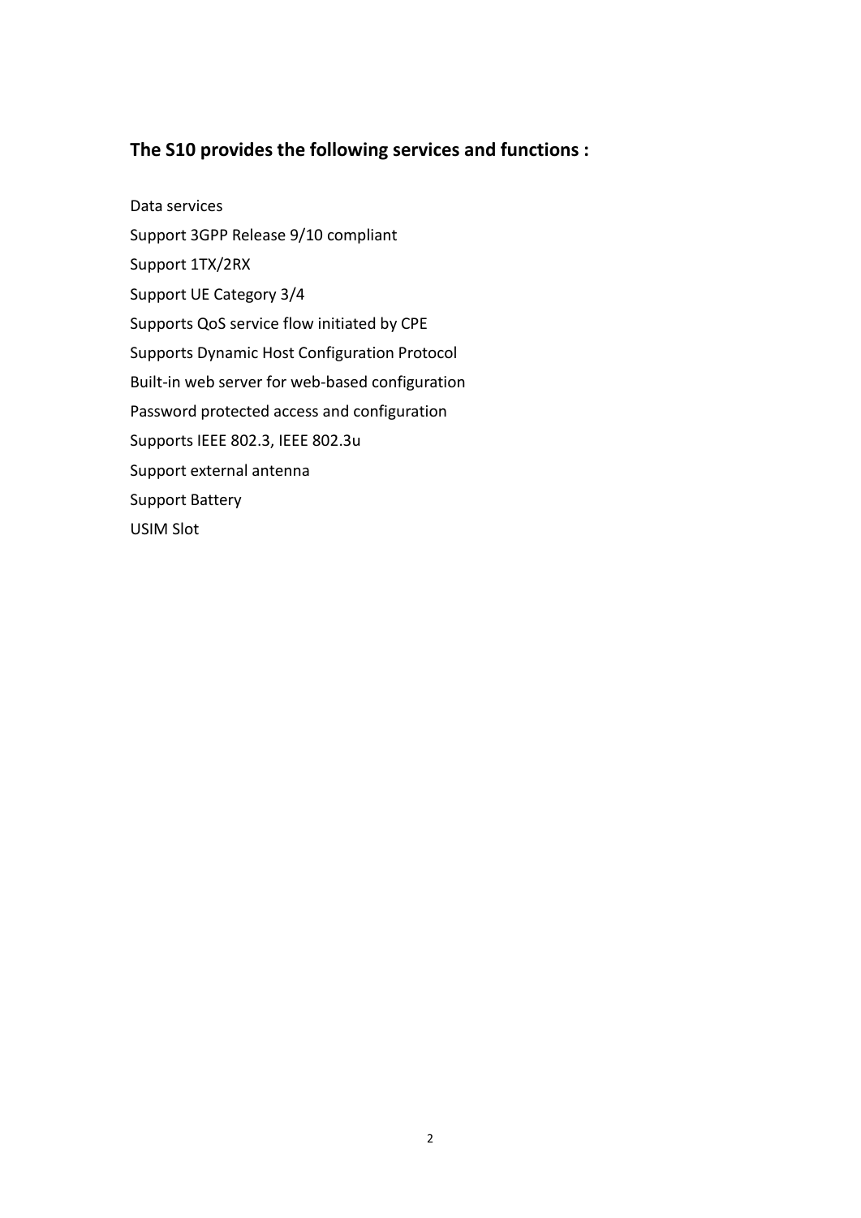## The S10 provides the following services and functions :

Data services

Support 3GPP Release 9/10 compliant

Support 1TX/2RX

Support UE Category 3/4

Supports QoS service flow initiated by CPE

Supports Dynamic Host Configuration Protocol

Built-in web server for web-based configuration

Password protected access and configuration

Supports IEEE 802.3, IEEE 802.3u

Support external antenna

Support Battery

USIM Slot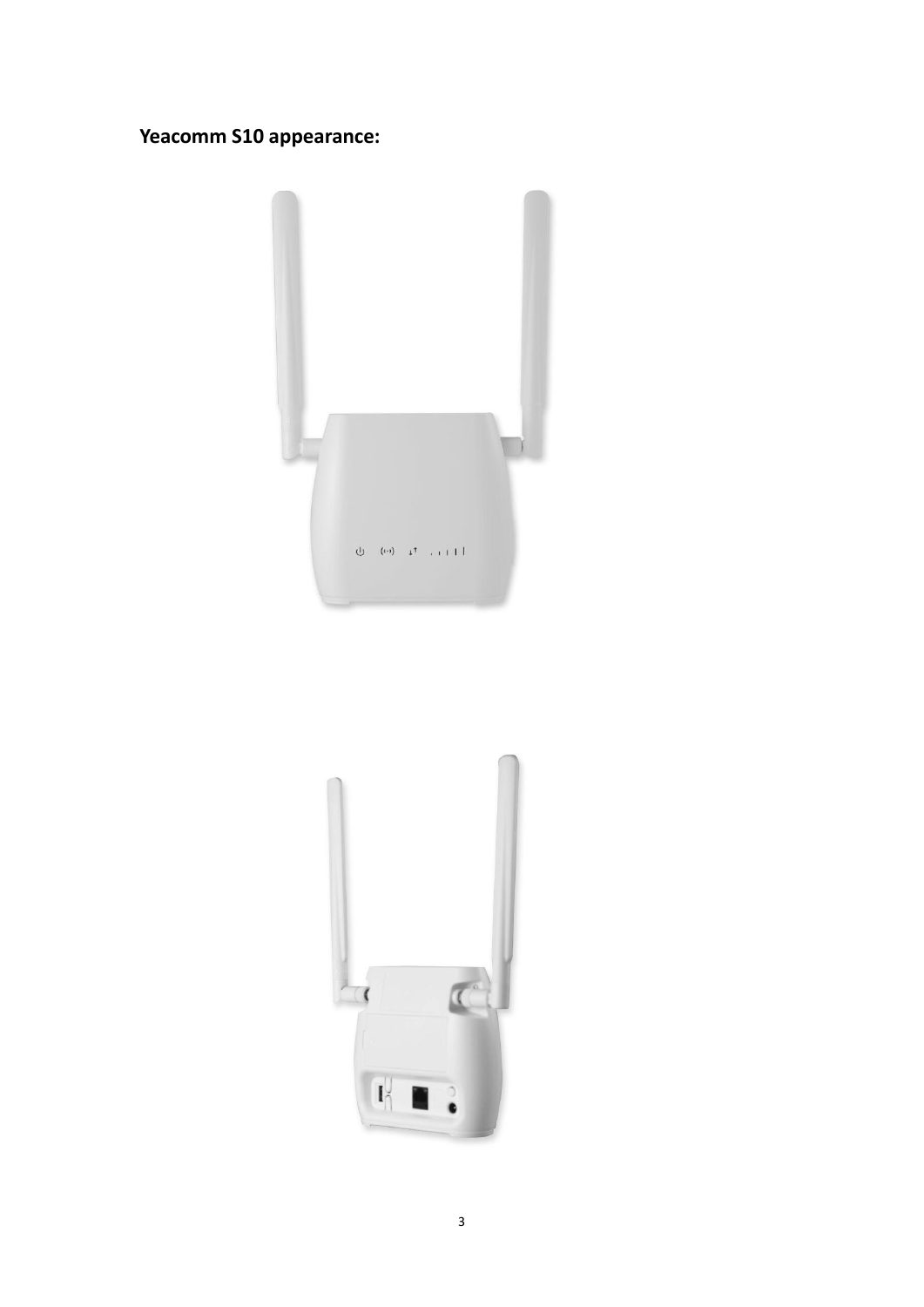**Yeacomm S10 appearance:**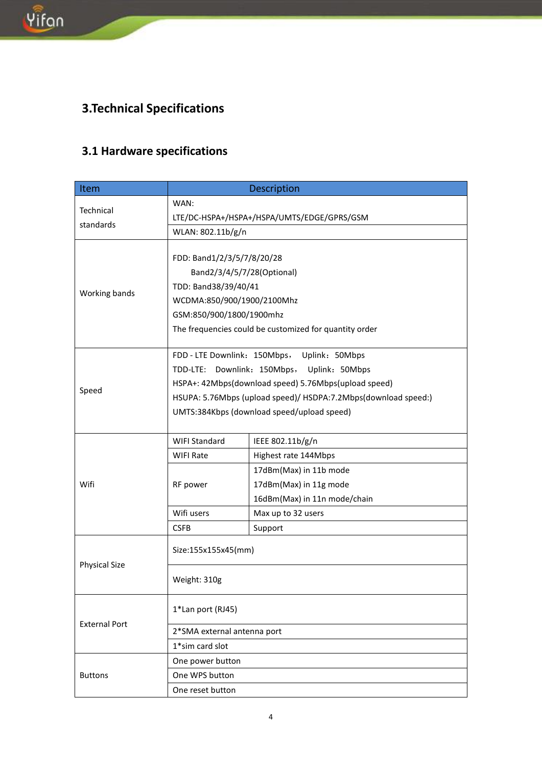# 3.Technical Specifications

## 3.1 Hardware specifications

| Item | Description | |
|---|---|---|
| Technical standards | WAN: LTE/DC-HSPA+/HSPA+/HSPA/UMTS/EDGE/GPRS/GSM | |
| | WLAN: 802.11b/g/n | |
| Working bands | FDD: Band1/2/3/5/7/8/20/28<br>Band2/3/4/5/7/28(Optional)<br>TDD: Band38/39/40/41<br>WCDMA:850/900/1900/2100Mhz<br>GSM:850/900/1800/1900mhz<br>The frequencies could be customized for quantity order | |
| Speed | FDD - LTE Downlink：150Mbps， Uplink：50Mbps<br>TDD-LTE: Downlink：150Mbps， Uplink：50Mbps<br>HSPA+: 42Mbps(download speed) 5.76Mbps(upload speed)<br>HSUPA: 5.76Mbps (upload speed)/ HSDPA:7.2Mbps(download speed:)<br>UMTS:384Kbps (download speed/upload speed) | |
| Wifi | WIFI Standard | IEEE 802.11b/g/n |
| | WIFI Rate | Highest rate 144Mbps |
| | RF power | 17dBm(Max) in 11b mode<br>17dBm(Max) in 11g mode<br>16dBm(Max) in 11n mode/chain |
| | Wifi users | Max up to 32 users |
| | CSFB | Support |
| Physical Size | Size:155x155x45(mm) | |
| | Weight: 310g | |
| External Port | 1*Lan port (RJ45) | |
| | 2*SMA external antenna port | |
| | 1*sim card slot | |
| Buttons | One power button | |
| | One WPS button | |
| | One reset button | |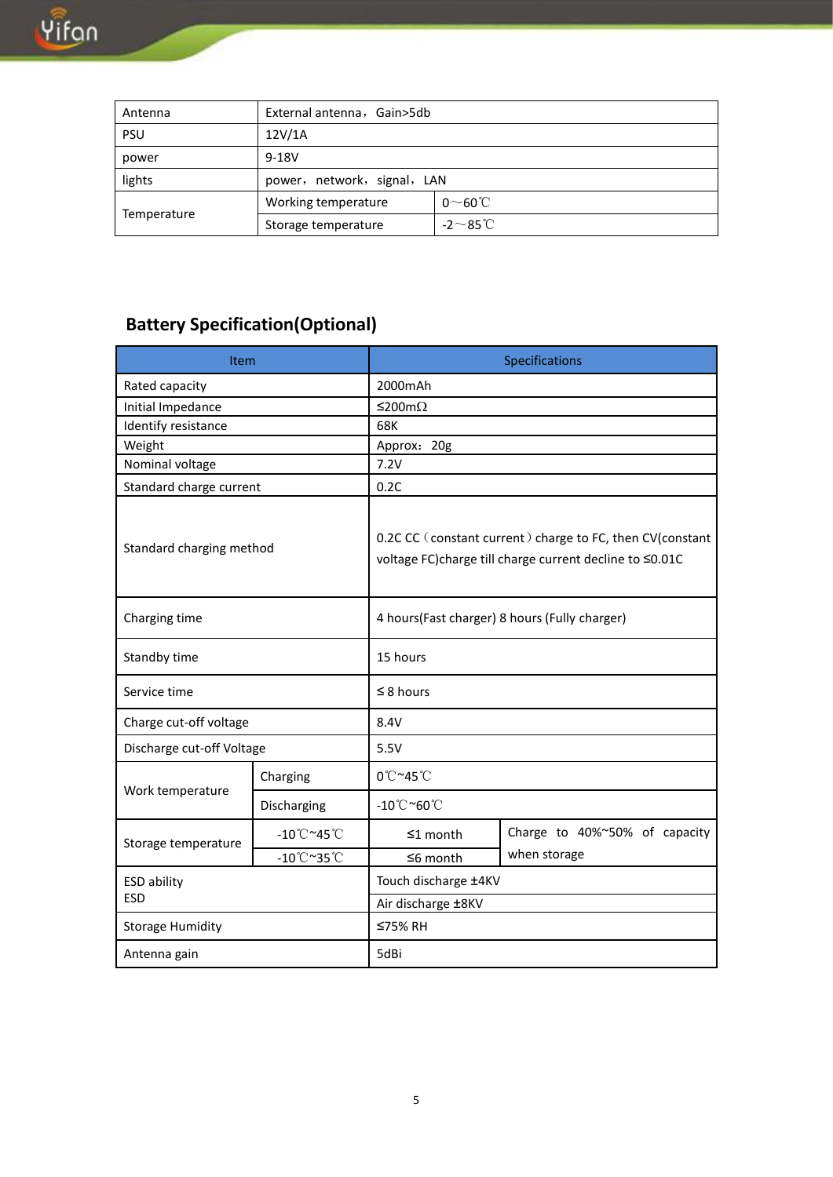| Antenna | External antenna，Gain>5db | |
|---|---|---|
| PSU | 12V/1A | |
| power | 9-18V | |
| lights | power，network，signal，LAN | |
| Temperature | Working temperature | 0～60℃ |
| | Storage temperature | -2～85℃ |

## Battery Specification(Optional)

| Item | | Specifications | |
|---|---|---|---|
| Rated capacity | | 2000mAh | |
| Initial Impedance | | ≤200mΩ | |
| Identify resistance | | 68K | |
| Weight | | Approx：20g | |
| Nominal voltage | | 7.2V | |
| Standard charge current | | 0.2C | |
| Standard charging method | | 0.2C CC（constant current）charge to FC, then CV(constant voltage FC)charge till charge current decline to ≤0.01C | |
| Charging time | | 4 hours(Fast charger) 8 hours (Fully charger) | |
| Standby time | | 15 hours | |
| Service time | | ≤ 8 hours | |
| Charge cut-off voltage | | 8.4V | |
| Discharge cut-off Voltage | | 5.5V | |
| Work temperature | Charging | 0℃~45℃ | |
| | Discharging | -10℃~60℃ | |
| Storage temperature | -10℃~45℃ | ≤1 month | Charge to 40%~50% of capacity when storage |
| | -10℃~35℃ | ≤6 month | |
| ESD ability<br>ESD | | Touch discharge ±4KV | |
| | | Air discharge ±8KV | |
| Storage Humidity | | ≤75% RH | |
| Antenna gain | | 5dBi | |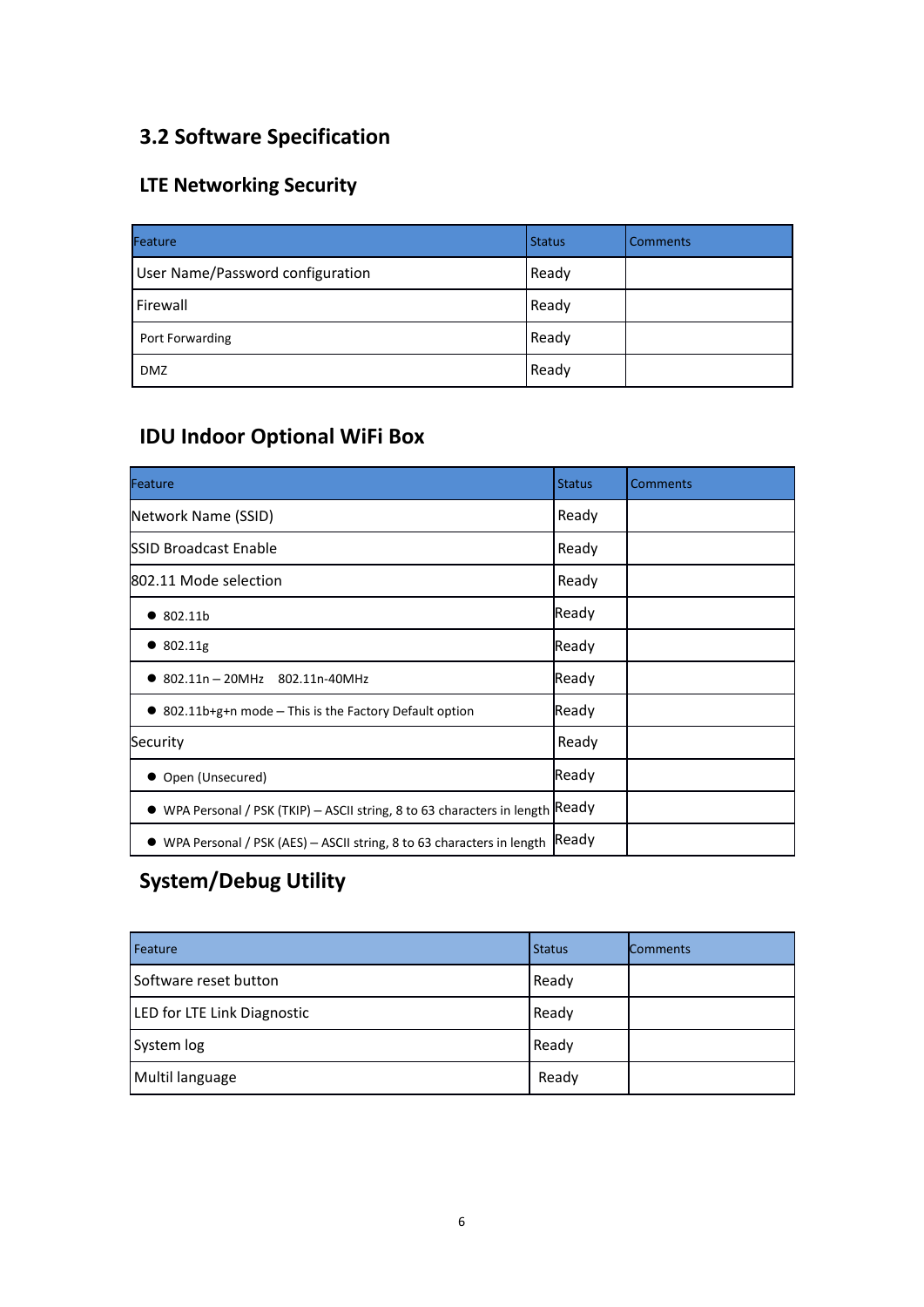## 3.2 Software Specification

### LTE Networking Security

| Feature | Status | Comments |
|---|---|---|
| User Name/Password configuration | Ready | |
| Firewall | Ready | |
| Port Forwarding | Ready | |
| DMZ | Ready | |

### IDU Indoor Optional WiFi Box

| Feature | Status | Comments |
|---|---|---|
| Network Name (SSID) | Ready | |
| SSID Broadcast Enable | Ready | |
| 802.11 Mode selection | Ready | |
| ● 802.11b | Ready | |
| ● 802.11g | Ready | |
| ● 802.11n – 20MHz 802.11n-40MHz | Ready | |
| ● 802.11b+g+n mode – This is the Factory Default option | Ready | |
| Security | Ready | |
| ● Open (Unsecured) | Ready | |
| ● WPA Personal / PSK (TKIP) – ASCII string, 8 to 63 characters in length | Ready | |
| ● WPA Personal / PSK (AES) – ASCII string, 8 to 63 characters in length | Ready | |

### System/Debug Utility

| Feature | Status | Comments |
|---|---|---|
| Software reset button | Ready | |
| LED for LTE Link Diagnostic | Ready | |
| System log | Ready | |
| Multil language | Ready | |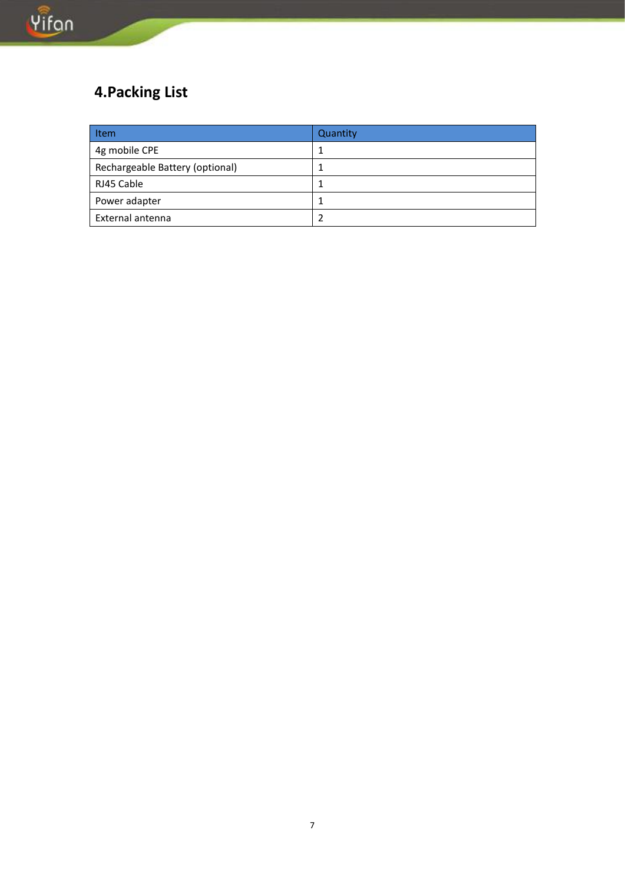# 4.Packing List

| Item | Quantity |
|---|---|
| 4g mobile CPE | 1 |
| Rechargeable Battery (optional) | 1 |
| RJ45 Cable | 1 |
| Power adapter | 1 |
| External antenna | 2 |